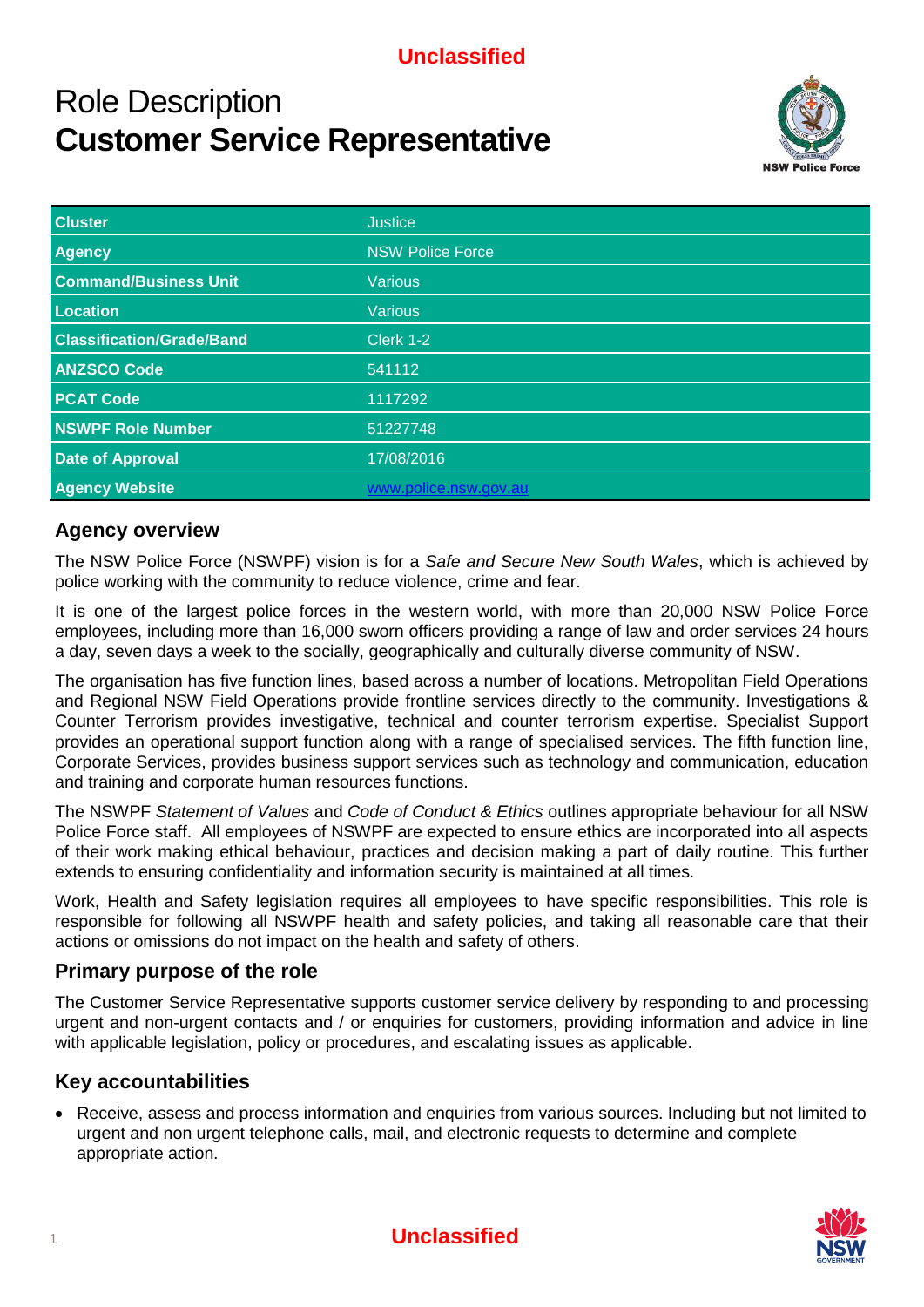Unclassified

# Role Description
# **Customer Service Representative**

| **Cluster** | Justice |
|---|---|
| **Agency** | NSW Police Force |
| **Command/Business Unit** | Various |
| **Location** | Various |
| **Classification/Grade/Band** | Clerk 1-2 |
| **ANZSCO Code** | 541112 |
| **PCAT Code** | 1117292 |
| **NSWPF Role Number** | 51227748 |
| **Date of Approval** | 17/08/2016 |
| **Agency Website** | www.police.nsw.gov.au |

## Agency overview

The NSW Police Force (NSWPF) vision is for a *Safe and Secure New South Wales*, which is achieved by police working with the community to reduce violence, crime and fear.

It is one of the largest police forces in the western world, with more than 20,000 NSW Police Force employees, including more than 16,000 sworn officers providing a range of law and order services 24 hours a day, seven days a week to the socially, geographically and culturally diverse community of NSW.

The organisation has five function lines, based across a number of locations. Metropolitan Field Operations and Regional NSW Field Operations provide frontline services directly to the community. Investigations & Counter Terrorism provides investigative, technical and counter terrorism expertise. Specialist Support provides an operational support function along with a range of specialised services. The fifth function line, Corporate Services, provides business support services such as technology and communication, education and training and corporate human resources functions.

The NSWPF *Statement of Values* and *Code of Conduct & Ethics* outlines appropriate behaviour for all NSW Police Force staff. All employees of NSWPF are expected to ensure ethics are incorporated into all aspects of their work making ethical behaviour, practices and decision making a part of daily routine. This further extends to ensuring confidentiality and information security is maintained at all times.

Work, Health and Safety legislation requires all employees to have specific responsibilities. This role is responsible for following all NSWPF health and safety policies, and taking all reasonable care that their actions or omissions do not impact on the health and safety of others.

## Primary purpose of the role

The Customer Service Representative supports customer service delivery by responding to and processing urgent and non-urgent contacts and / or enquiries for customers, providing information and advice in line with applicable legislation, policy or procedures, and escalating issues as applicable.

## Key accountabilities

- Receive, assess and process information and enquiries from various sources. Including but not limited to urgent and non urgent telephone calls, mail, and electronic requests to determine and complete appropriate action.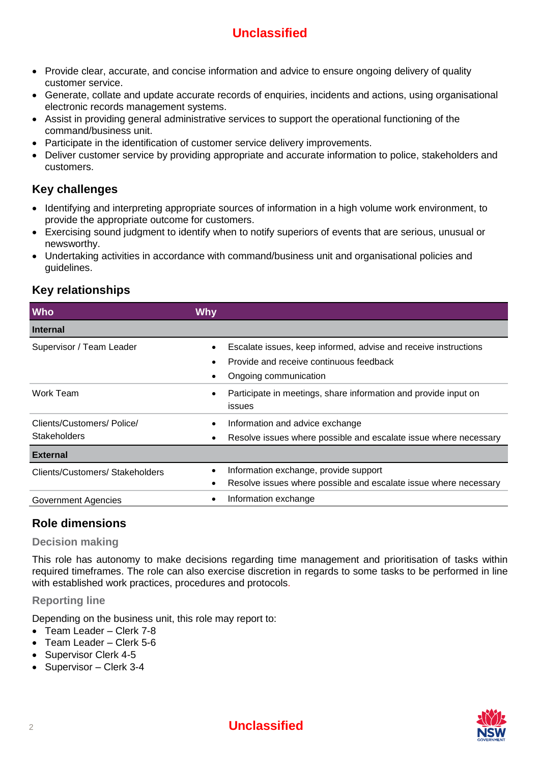- Provide clear, accurate, and concise information and advice to ensure ongoing delivery of quality customer service.
- Generate, collate and update accurate records of enquiries, incidents and actions, using organisational electronic records management systems.
- Assist in providing general administrative services to support the operational functioning of the command/business unit.
- Participate in the identification of customer service delivery improvements.
- Deliver customer service by providing appropriate and accurate information to police, stakeholders and customers.

## Key challenges

- Identifying and interpreting appropriate sources of information in a high volume work environment, to provide the appropriate outcome for customers.
- Exercising sound judgment to identify when to notify superiors of events that are serious, unusual or newsworthy.
- Undertaking activities in accordance with command/business unit and organisational policies and guidelines.

## Key relationships

| Who | Why |
|---|---|
| **Internal** | |
| Supervisor / Team Leader | • Escalate issues, keep informed, advise and receive instructions<br>• Provide and receive continuous feedback<br>• Ongoing communication |
| Work Team | • Participate in meetings, share information and provide input on issues |
| Clients/Customers/ Police/ Stakeholders | • Information and advice exchange<br>• Resolve issues where possible and escalate issue where necessary |
| **External** | |
| Clients/Customers/ Stakeholders | • Information exchange, provide support<br>• Resolve issues where possible and escalate issue where necessary |
| Government Agencies | • Information exchange |

## Role dimensions

### Decision making

This role has autonomy to make decisions regarding time management and prioritisation of tasks within required timeframes. The role can also exercise discretion in regards to some tasks to be performed in line with established work practices, procedures and protocols.

### Reporting line

Depending on the business unit, this role may report to:

- Team Leader – Clerk 7-8
- Team Leader – Clerk 5-6
- Supervisor Clerk 4-5
- Supervisor – Clerk 3-4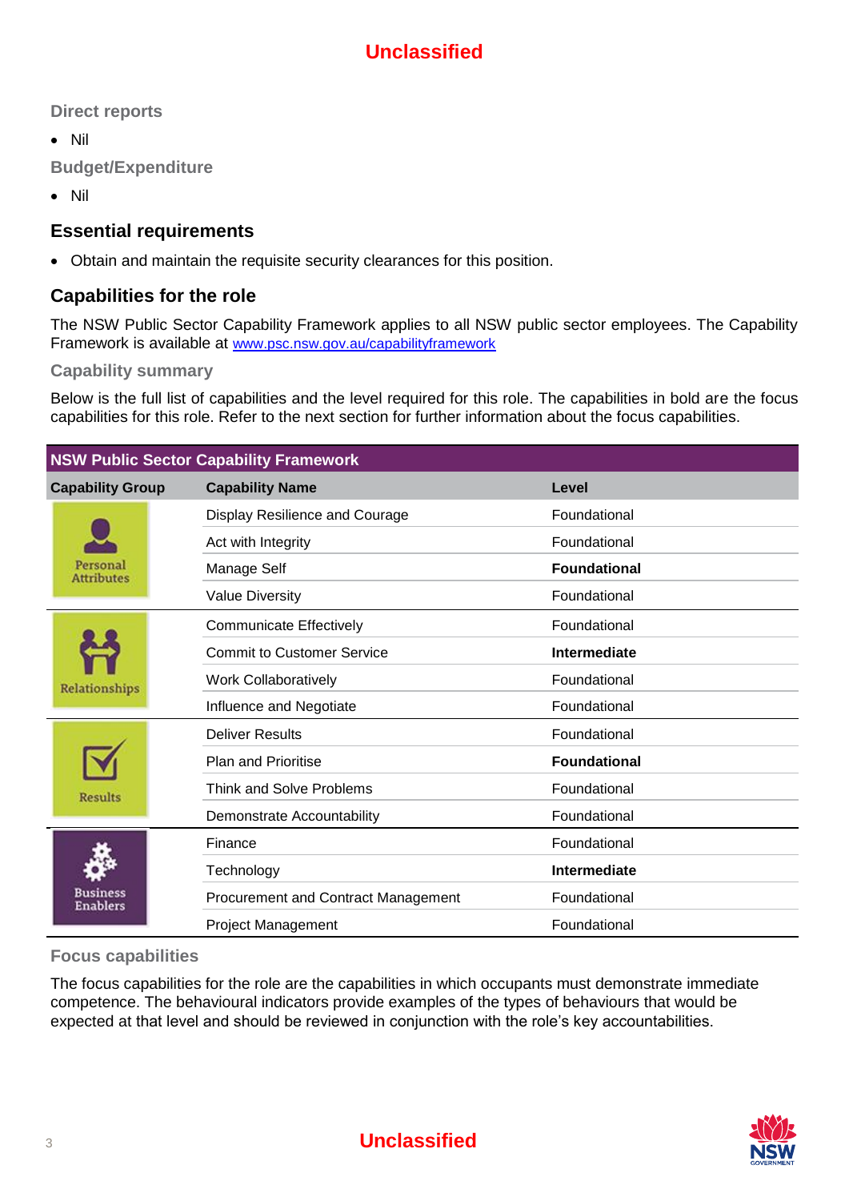Unclassified

### Direct reports

- Nil

### Budget/Expenditure

- Nil

## Essential requirements

- Obtain and maintain the requisite security clearances for this position.

## Capabilities for the role

The NSW Public Sector Capability Framework applies to all NSW public sector employees. The Capability Framework is available at www.psc.nsw.gov.au/capabilityframework

### Capability summary

Below is the full list of capabilities and the level required for this role. The capabilities in bold are the focus capabilities for this role. Refer to the next section for further information about the focus capabilities.

| NSW Public Sector Capability Framework | | |
|---|---|---|
| **Capability Group** | **Capability Name** | **Level** |
| Personal Attributes | Display Resilience and Courage | Foundational |
| | Act with Integrity | Foundational |
| | Manage Self | **Foundational** |
| | Value Diversity | Foundational |
| Relationships | Communicate Effectively | Foundational |
| | Commit to Customer Service | **Intermediate** |
| | Work Collaboratively | Foundational |
| | Influence and Negotiate | Foundational |
| Results | Deliver Results | Foundational |
| | Plan and Prioritise | **Foundational** |
| | Think and Solve Problems | Foundational |
| | Demonstrate Accountability | Foundational |
| Business Enablers | Finance | Foundational |
| | Technology | **Intermediate** |
| | Procurement and Contract Management | Foundational |
| | Project Management | Foundational |

### Focus capabilities

The focus capabilities for the role are the capabilities in which occupants must demonstrate immediate competence. The behavioural indicators provide examples of the types of behaviours that would be expected at that level and should be reviewed in conjunction with the role's key accountabilities.

Unclassified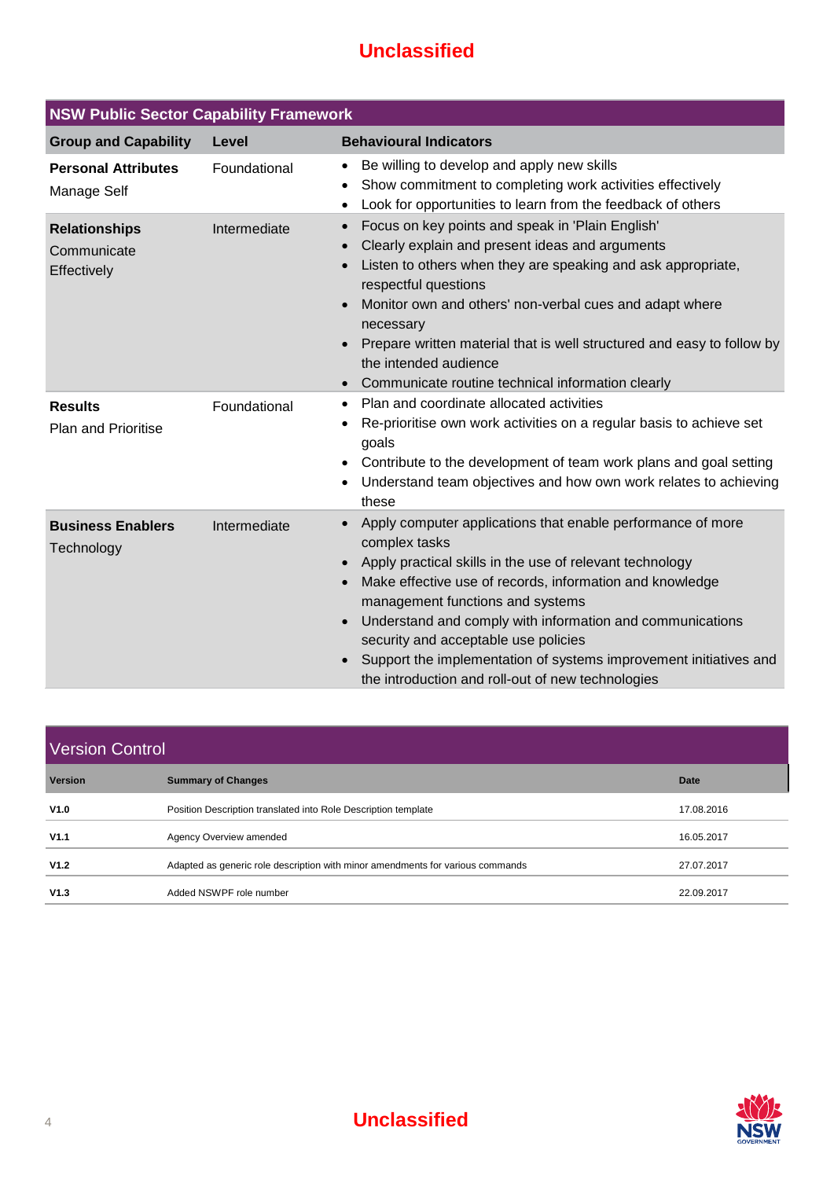**Unclassified**

| NSW Public Sector Capability Framework | | |
|---|---|---|
| **Group and Capability** | **Level** | **Behavioural Indicators** |
| **Personal Attributes** Manage Self | Foundational | • Be willing to develop and apply new skills<br>• Show commitment to completing work activities effectively<br>• Look for opportunities to learn from the feedback of others |
| **Relationships** Communicate Effectively | Intermediate | • Focus on key points and speak in 'Plain English'<br>• Clearly explain and present ideas and arguments<br>• Listen to others when they are speaking and ask appropriate, respectful questions<br>• Monitor own and others' non-verbal cues and adapt where necessary<br>• Prepare written material that is well structured and easy to follow by the intended audience<br>• Communicate routine technical information clearly |
| **Results** Plan and Prioritise | Foundational | • Plan and coordinate allocated activities<br>• Re-prioritise own work activities on a regular basis to achieve set goals<br>• Contribute to the development of team work plans and goal setting<br>• Understand team objectives and how own work relates to achieving these |
| **Business Enablers** Technology | Intermediate | • Apply computer applications that enable performance of more complex tasks<br>• Apply practical skills in the use of relevant technology<br>• Make effective use of records, information and knowledge management functions and systems<br>• Understand and comply with information and communications security and acceptable use policies<br>• Support the implementation of systems improvement initiatives and the introduction and roll-out of new technologies |

## Version Control

| Version | Summary of Changes | Date |
|---|---|---|
| **V1.0** | Position Description translated into Role Description template | 17.08.2016 |
| **V1.1** | Agency Overview amended | 16.05.2017 |
| **V1.2** | Adapted as generic role description with minor amendments for various commands | 27.07.2017 |
| **V1.3** | Added NSWPF role number | 22.09.2017 |

**Unclassified**